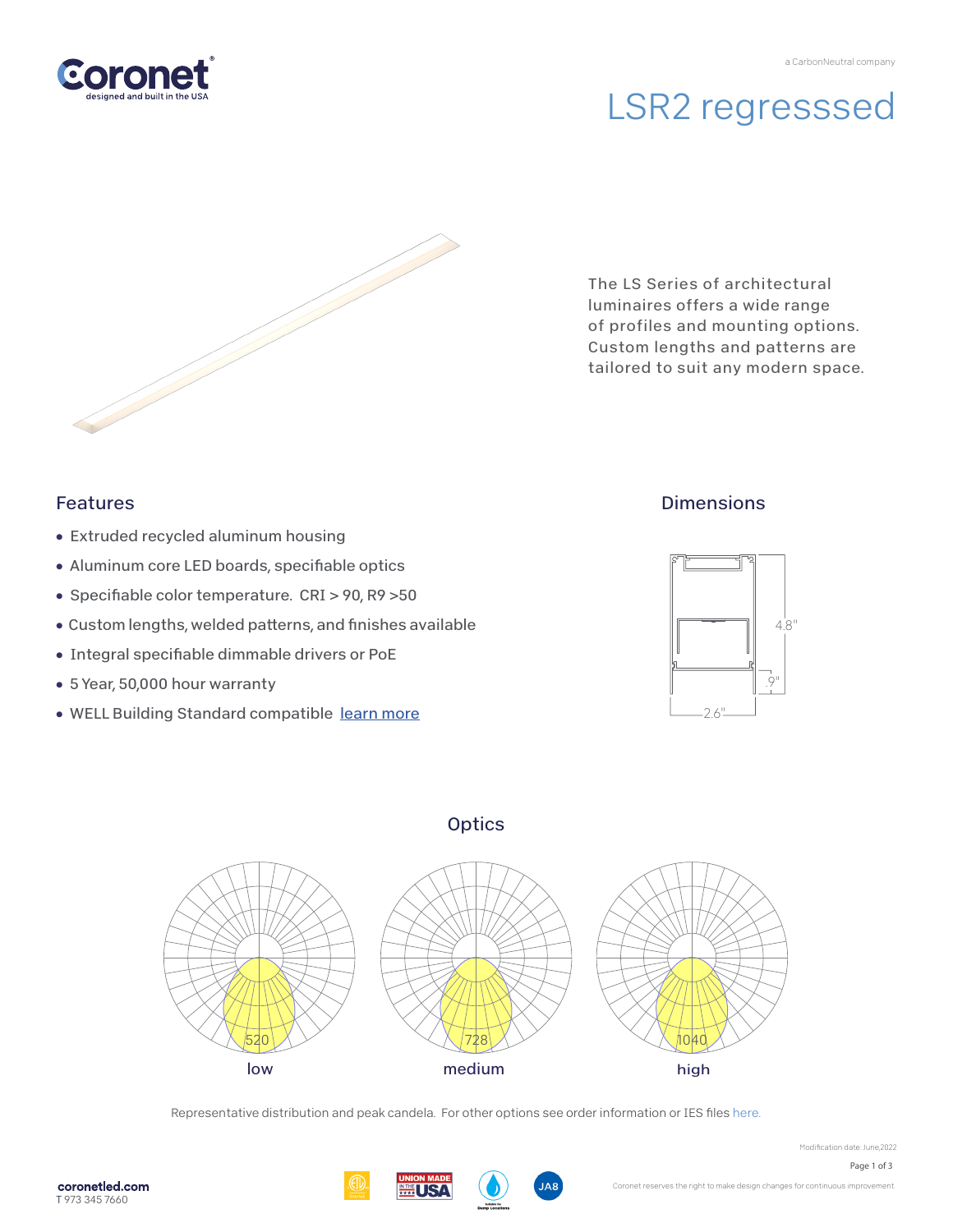a CarbonNeutral company

# LSR2 regresssed

The LS Series of architectural luminaires offers a wide range of profiles and mounting options. Custom lengths and patterns are tailored to suit any modern space.

## Features

- Extruded recycled aluminum housing
- Aluminum core LED boards, specifiable optics
- Specifiable color temperature. CRI > 90, R9 >50
- Custom lengths, welded patterns, and finishes available
- Integral specifiable dimmable drivers or PoE
- 5 Year, 50,000 hour warranty
- WELL Building Standard compatible learn more

## Dimensions

4.8"

.9"

2.6"

## Optics

520 low

728 medium

1040 high

Representative distribution and peak candela. For other options see order information or IES files here.

Modification date: June,2022

coronetled.com
T 973 345 7660

Coronet reserves the right to make design changes for continuous improvement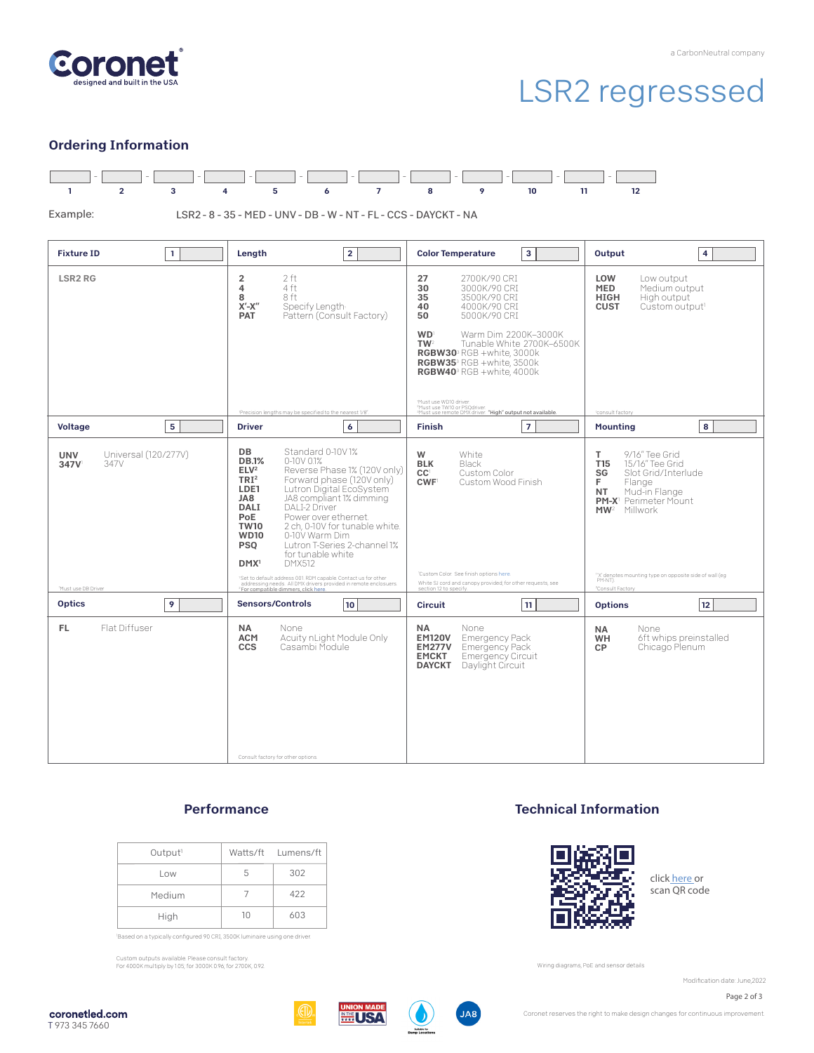a CarbonNeutral company

# LSR2 regresssed

## Ordering Information

| 1 | 2 | 3 | 4 | 5 | 6 | 7 | 8 | 9 | 10 | 11 | 12 |
|---|---|---|---|---|---|---|---|---|---|---|---|
| | | | | | | | | | | | |

Example: LSR2 - 8 - 35 - MED - UNV - DB - W - NT - FL - CCS - DAYCKT - NA

### Fixture ID [1]

**LSR2 RG**

### Length [2]

- **2** 2 ft
- **4** 4 ft
- **8** 8 ft
- **X'-X"** Specify Length[1]
- **PAT** Pattern (Consult Factory)

[1]Precision lengths may be specified to the nearest 1/8"

### Color Temperature [3]

- **27** 2700K/90 CRI
- **30** 3000K/90 CRI
- **35** 3500K/90 CRI
- **40** 4000K/90 CRI
- **50** 5000K/90 CRI
- **WD**[1] Warm Dim 2200K–3000K
- **TW**[2] Tunable White 2700K–6500K
- **RGBW30**[3] RGB +white, 3000k
- **RGBW35**[3] RGB +white, 3500k
- **RGBW40**[3] RGB +white, 4000k

[1]Must use WD10 driver.
[2]Must use TW10 or PSQdriver.
[3]Must use remote DMX driver. "High" output not available.

### Output [4]

- **LOW** Low output
- **MED** Medium output
- **HIGH** High output
- **CUST** Custom output[1]

[1]consult factory

### Voltage [5]

- **UNV** Universal (120/277V)
- **347V**[1] 347V

[1]Must use DB Driver

### Driver [6]

- **DB** Standard 0-10V 1%
- **DB.1%** 0-10V 0.1%
- **ELV**[2] Reverse Phase 1% (120V only)
- **TRI**[2] Forward phase (120V only)
- **LDE1** Lutron Digital EcoSystem
- **JA8** JA8 compliant 1% dimming
- **DALI** DALI-2 Driver
- **PoE** Power over ethernet
- **TW10** 2 ch, 0-10V for tunable white
- **WD10** 0-10V Warm Dim
- **PSQ** Lutron T-Series 2-channel 1% for tunable white
- **DMX**[1] DMX512

[1]Set to default address 001. RDM capable. Contact us for other addressing needs. All DMX drivers provided in remote enclosures.
[2]For compatible dimmers, click here.

### Finish [7]

- **W** White
- **BLK** Black
- **CC**[1] Custom Color
- **CWF**[1] Custom Wood Finish

[1]Custom Color. See finish options here.

White SJ cord and canopy provided, for other requests, see section 12 to specify.

### Mounting [8]

- **T** 9/16" Tee Grid
- **T15** 15/16" Tee Grid
- **SG** Slot Grid/Interlude
- **F** Flange
- **NT** Mud-in Flange
- **PM-X**[1] Perimeter Mount
- **MW**[2] Millwork

[1]"X" denotes mounting type on opposite side of wall (eg PM-NT).
[2]Consult Factory

### Optics [9]

- **FL** Flat Diffuser

### Sensors/Controls [10]

- **NA** None
- **ACM** Acuity nLight Module Only
- **CCS** Casambi Module

Consult factory for other options

### Circuit [11]

- **NA** None
- **EM120V** Emergency Pack
- **EM277V** Emergency Pack
- **EMCKT** Emergency Circuit
- **DAYCKT** Daylight Circuit

### Options [12]

- **NA** None
- **WH** 6ft whips preinstalled
- **CP** Chicago Plenum

## Performance

| Output[1] | Watts/ft | Lumens/ft |
|---|---|---|
| Low | 5 | 302 |
| Medium | 7 | 422 |
| High | 10 | 603 |

[1]Based on a typically configured 90 CRI, 3500K luminaire using one driver.

Custom outputs available. Please consult factory.
For 4000K multiply by 1.05; for 3000K 0.96; for 2700K, 0.92.

## Technical Information

click here or scan QR code

Wiring diagrams, PoE and sensor details

Modification date: June,2022

coronetled.com
T 973 345 7660

Coronet reserves the right to make design changes for continuous improvement.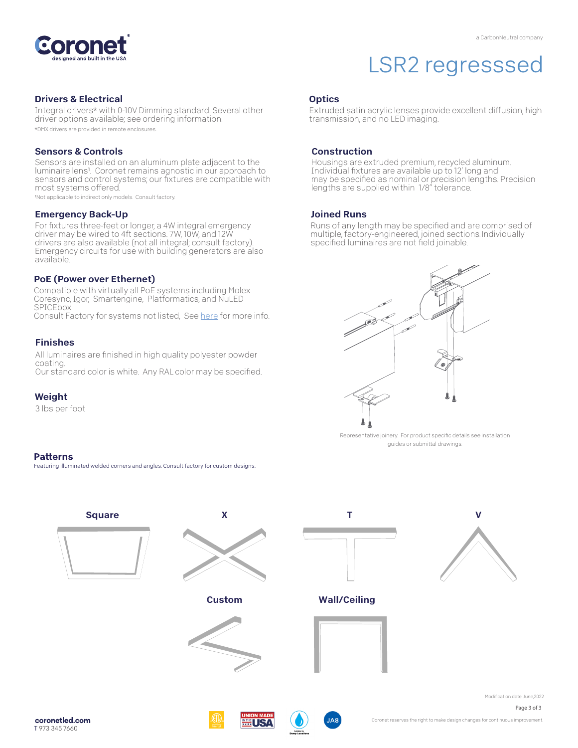a CarbonNeutral company

# LSR2 regresssed

## Drivers & Electrical

Integral drivers* with 0-10V Dimming standard. Several other driver options available; see ordering information.

*DMX drivers are provided in remote enclosures.

## Sensors & Controls

Sensors are installed on an aluminum plate adjacent to the luminaire lens[1]. Coronet remains agnostic in our approach to sensors and control systems; our fixtures are compatible with most systems offered.

[1]Not applicable to indirect only models. Consult factory.

## Emergency Back-Up

For fixtures three-feet or longer, a 4W integral emergency driver may be wired to 4ft sections. 7W, 10W, and 12W drivers are also available (not all integral; consult factory). Emergency circuits for use with building generators are also available.

## PoE (Power over Ethernet)

Compatible with virtually all PoE systems including Molex Coresync, Igor, Smartengine, Platformatics, and NuLED SPICEbox.
Consult Factory for systems not listed, See here for more info.

## Finishes

All luminaires are finished in high quality polyester powder coating.
Our standard color is white. Any RAL color may be specified.

## Weight

3 lbs per foot

## Optics

Extruded satin acrylic lenses provide excellent diffusion, high transmission, and no LED imaging.

## Construction

Housings are extruded premium, recycled aluminum. Individual fixtures are available up to 12' long and may be specified as nominal or precision lengths. Precision lengths are supplied within 1/8" tolerance.

## Joined Runs

Runs of any length may be specified and are comprised of multiple, factory-engineered, joined sections Individually specified luminaires are not field joinable.

Representative joinery. For product specific details see installation guides or submittal drawings.

## Patterns

Featuring illuminated welded corners and angles. Consult factory for custom designs.

Square

X

T

V

Custom

Wall/Ceiling

Modification date: June,2022

coronetled.com
T 973 345 7660

Coronet reserves the right to make design changes for continuous improvement.